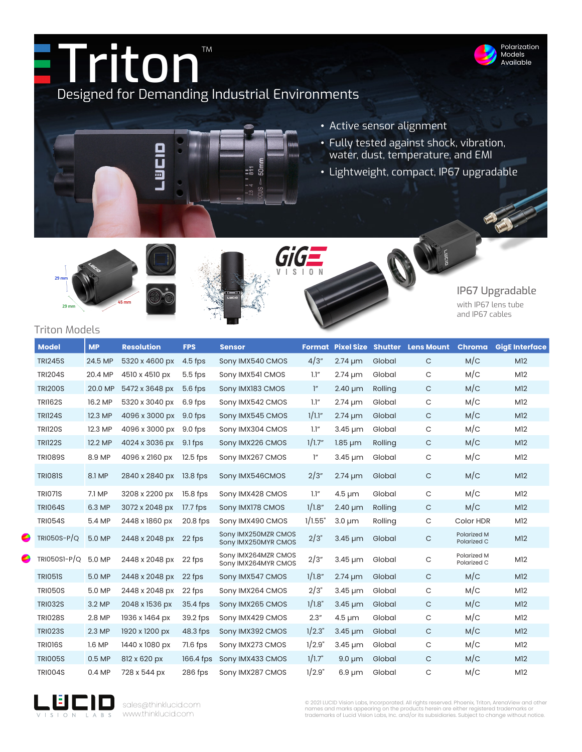# Triton™

## Designed for Demanding Industrial Environments

Polarization Models Available

- Active sensor alignment
- Fully tested against shock, vibration, water, dust, temperature, and EMI
- Lightweight, compact, IP67 upgradable

29 mm
29 mm
45 mm

GigE VISION

### IP67 Upgradable

with IP67 lens tube and IP67 cables

## Triton Models

| Model | MP | Resolution | FPS | Sensor | Format | Pixel Size | Shutter | Lens Mount | Chroma | GigE Interface |
|---|---|---|---|---|---|---|---|---|---|---|
| TRI245S | 24.5 MP | 5320 x 4600 px | 4.5 fps | Sony IMX540 CMOS | 4/3" | 2.74 µm | Global | C | M/C | M12 |
| TRI204S | 20.4 MP | 4510 x 4510 px | 5.5 fps | Sony IMX541 CMOS | 1.1" | 2.74 µm | Global | C | M/C | M12 |
| TRI200S | 20.0 MP | 5472 x 3648 px | 5.6 fps | Sony IMX183 CMOS | 1" | 2.40 µm | Rolling | C | M/C | M12 |
| TRI162S | 16.2 MP | 5320 x 3040 px | 6.9 fps | Sony IMX542 CMOS | 1.1" | 2.74 µm | Global | C | M/C | M12 |
| TRI124S | 12.3 MP | 4096 x 3000 px | 9.0 fps | Sony IMX545 CMOS | 1/1.1" | 2.74 µm | Global | C | M/C | M12 |
| TRI120S | 12.3 MP | 4096 x 3000 px | 9.0 fps | Sony IMX304 CMOS | 1.1" | 3.45 µm | Global | C | M/C | M12 |
| TRI122S | 12.2 MP | 4024 x 3036 px | 9.1 fps | Sony IMX226 CMOS | 1/1.7" | 1.85 µm | Rolling | C | M/C | M12 |
| TRI089S | 8.9 MP | 4096 x 2160 px | 12.5 fps | Sony IMX267 CMOS | 1" | 3.45 µm | Global | C | M/C | M12 |
| TRI081S | 8.1 MP | 2840 x 2840 px | 13.8 fps | Sony IMX546CMOS | 2/3" | 2.74 µm | Global | C | M/C | M12 |
| TRI071S | 7.1 MP | 3208 x 2200 px | 15.8 fps | Sony IMX428 CMOS | 1.1" | 4.5 µm | Global | C | M/C | M12 |
| TRI064S | 6.3 MP | 3072 x 2048 px | 17.7 fps | Sony IMX178 CMOS | 1/1.8" | 2.40 µm | Rolling | C | M/C | M12 |
| TRI054S | 5.4 MP | 2448 x 1860 px | 20.8 fps | Sony IMX490 CMOS | 1/1.55" | 3.0 µm | Rolling | C | Color HDR | M12 |
| TRI050S-P/Q | 5.0 MP | 2448 x 2048 px | 22 fps | Sony IMX250MZR CMOS<br>Sony IMX250MYR CMOS | 2/3" | 3.45 µm | Global | C | Polarized M<br>Polarized C | M12 |
| TRI050S1-P/Q | 5.0 MP | 2448 x 2048 px | 22 fps | Sony IMX264MZR CMOS<br>Sony IMX264MYR CMOS | 2/3" | 3.45 µm | Global | C | Polarized M<br>Polarized C | M12 |
| TRI051S | 5.0 MP | 2448 x 2048 px | 22 fps | Sony IMX547 CMOS | 1/1.8" | 2.74 µm | Global | C | M/C | M12 |
| TRI050S | 5.0 MP | 2448 x 2048 px | 22 fps | Sony IMX264 CMOS | 2/3" | 3.45 µm | Global | C | M/C | M12 |
| TRI032S | 3.2 MP | 2048 x 1536 px | 35.4 fps | Sony IMX265 CMOS | 1/1.8" | 3.45 µm | Global | C | M/C | M12 |
| TRI028S | 2.8 MP | 1936 x 1464 px | 39.2 fps | Sony IMX429 CMOS | 2.3" | 4.5 µm | Global | C | M/C | M12 |
| TRI023S | 2.3 MP | 1920 x 1200 px | 48.3 fps | Sony IMX392 CMOS | 1/2.3" | 3.45 µm | Global | C | M/C | M12 |
| TRI016S | 1.6 MP | 1440 x 1080 px | 71.6 fps | Sony IMX273 CMOS | 1/2.9" | 3.45 µm | Global | C | M/C | M12 |
| TRI005S | 0.5 MP | 812 x 620 px | 166.4 fps | Sony IMX433 CMOS | 1/1.7" | 9.0 µm | Global | C | M/C | M12 |
| TRI004S | 0.4 MP | 728 x 544 px | 286 fps | Sony IMX287 CMOS | 1/2.9" | 6.9 µm | Global | C | M/C | M12 |

LUCID VISION LABS

sales@thinklucid.com
www.thinklucid.com

© 2021 LUCID Vision Labs, Incorporated. All rights reserved. Phoenix, Triton, ArenaView and other names and marks appearing on the products herein are either registered trademarks or trademarks of Lucid Vision Labs, Inc. and/or its subsidiaries. Subject to change without notice.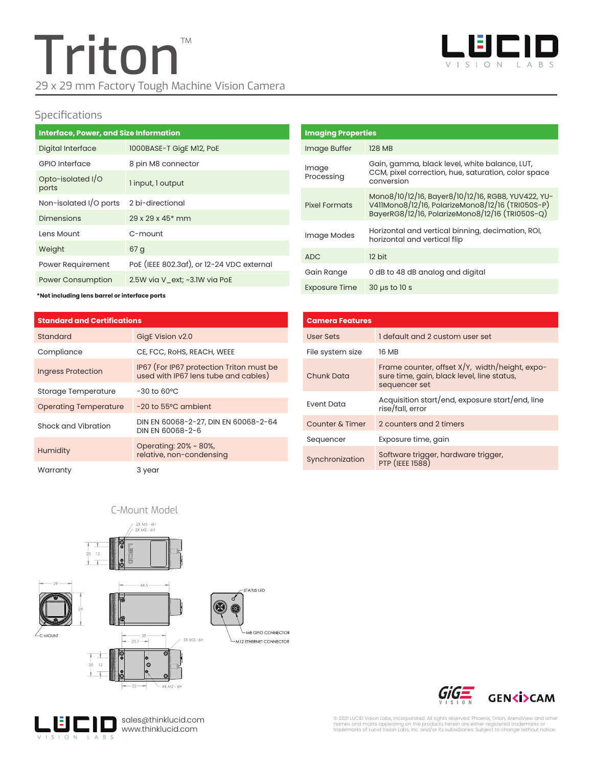# Triton™

29 x 29 mm Factory Tough Machine Vision Camera

## Specifications

| Interface, Power, and Size Information | |
|---|---|
| Digital Interface | 1000BASE-T GigE M12, PoE |
| GPIO Interface | 8 pin M8 connector |
| Opto-isolated I/O ports | 1 input, 1 output |
| Non-isolated I/O ports | 2 bi-directional |
| Dimensions | 29 x 29 x 45* mm |
| Lens Mount | C-mount |
| Weight | 67 g |
| Power Requirement | PoE (IEEE 802.3af), or 12-24 VDC external |
| Power Consumption | 2.5W via V_ext; ~3.1W via PoE |

***Not including lens barrel or interface ports**

| Imaging Properties | |
|---|---|
| Image Buffer | 128 MB |
| Image Processing | Gain, gamma, black level, white balance, LUT, CCM, pixel correction, hue, saturation, color space conversion |
| Pixel Formats | Mono8/10/12/16, Bayer8/10/12/16, RGB8, YUV422, YUV411Mono8/12/16, PolarizeMono8/12/16 (TRI050S-P) BayerRG8/12/16, PolarizeMono8/12/16 (TRI050S-Q) |
| Image Modes | Horizontal and vertical binning, decimation, ROI, horizontal and vertical flip |
| ADC | 12 bit |
| Gain Range | 0 dB to 48 dB analog and digital |
| Exposure Time | 30 μs to 10 s |

| Standard and Certifications | |
|---|---|
| Standard | GigE Vision v2.0 |
| Compliance | CE, FCC, RoHS, REACH, WEEE |
| Ingress Protection | IP67 (For IP67 protection Triton must be used with IP67 lens tube and cables) |
| Storage Temperature | -30 to 60°C |
| Operating Temperature | -20 to 55°C ambient |
| Shock and Vibration | DIN EN 60068-2-27, DIN EN 60068-2-64 DIN EN 60068-2-6 |
| Humidity | Operating: 20% ~ 80%, relative, non-condensing |
| Warranty | 3 year |

| Camera Features | |
|---|---|
| User Sets | 1 default and 2 custom user set |
| File system size | 16 MB |
| Chunk Data | Frame counter, offset X/Y, width/height, exposure time, gain, black level, line status, sequencer set |
| Event Data | Acquisition start/end, exposure start/end, line rise/fall, error |
| Counter & Timer | 2 counters and 2 timers |
| Sequencer | Exposure time, gain |
| Synchronization | Software trigger, hardware trigger, PTP (IEEE 1588) |

### C-Mount Model

2X M3 - 6H
2X M2 - 6H
20
12
29
29
44.5
C-MOUNT
STATUS LED
M8 GPIO CONNECTOR
M12 ETHERNET CONNECTOR
39
23.7
5X M3 - 6H
20
12
22
4X M2 - 6H

sales@thinklucid.com
www.thinklucid.com

© 2021 LUCID Vision Labs, Incorporated. All rights reserved. Phoenix, Triton, ArenaView and other names and marks appearing on the products herein are either registered trademarks or trademarks of Lucid Vision Labs, Inc. and/or its subsidiaries. Subject to change without notice.